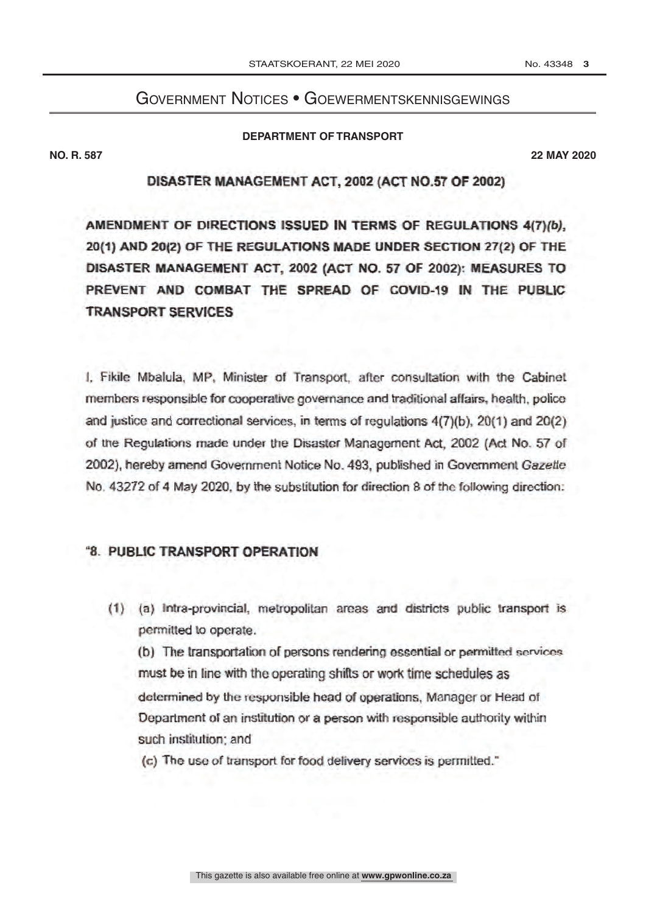# Government Notices • Goewermentskennisgewings

**DEPARTMENT OF TRANSPORT**

**NO. R. 587** **22 MAY 2020**

## DISASTER MANAGEMENT ACT, 2002 (ACT NO.57 OF 2002)

**AMENDMENT OF DIRECTIONS ISSUED IN TERMS OF REGULATIONS 4(7)*(b)*, 20(1) AND 20(2) OF THE REGULATIONS MADE UNDER SECTION 27(2) OF THE DISASTER MANAGEMENT ACT, 2002 (ACT NO. 57 OF 2002): MEASURES TO PREVENT AND COMBAT THE SPREAD OF COVID-19 IN THE PUBLIC TRANSPORT SERVICES**

I, Fikile Mbalula, MP, Minister of Transport, after consultation with the Cabinet members responsible for cooperative governance and traditional affairs, health, police and justice and correctional services, in terms of regulations 4(7)(b), 20(1) and 20(2) of the Regulations made under the Disaster Management Act, 2002 (Act No. 57 of 2002), hereby amend Government Notice No. 493, published in Government *Gazette* No. 43272 of 4 May 2020, by the substitution for direction 8 of the following direction:

**"8. PUBLIC TRANSPORT OPERATION**

(1) (a) Intra-provincial, metropolitan areas and districts public transport is permitted to operate.

(b) The transportation of persons rendering essential or permitted services must be in line with the operating shifts or work time schedules as determined by the responsible head of operations, Manager or Head of Department of an institution or a person with responsible authority within such institution; and

(c) The use of transport for food delivery services is permitted."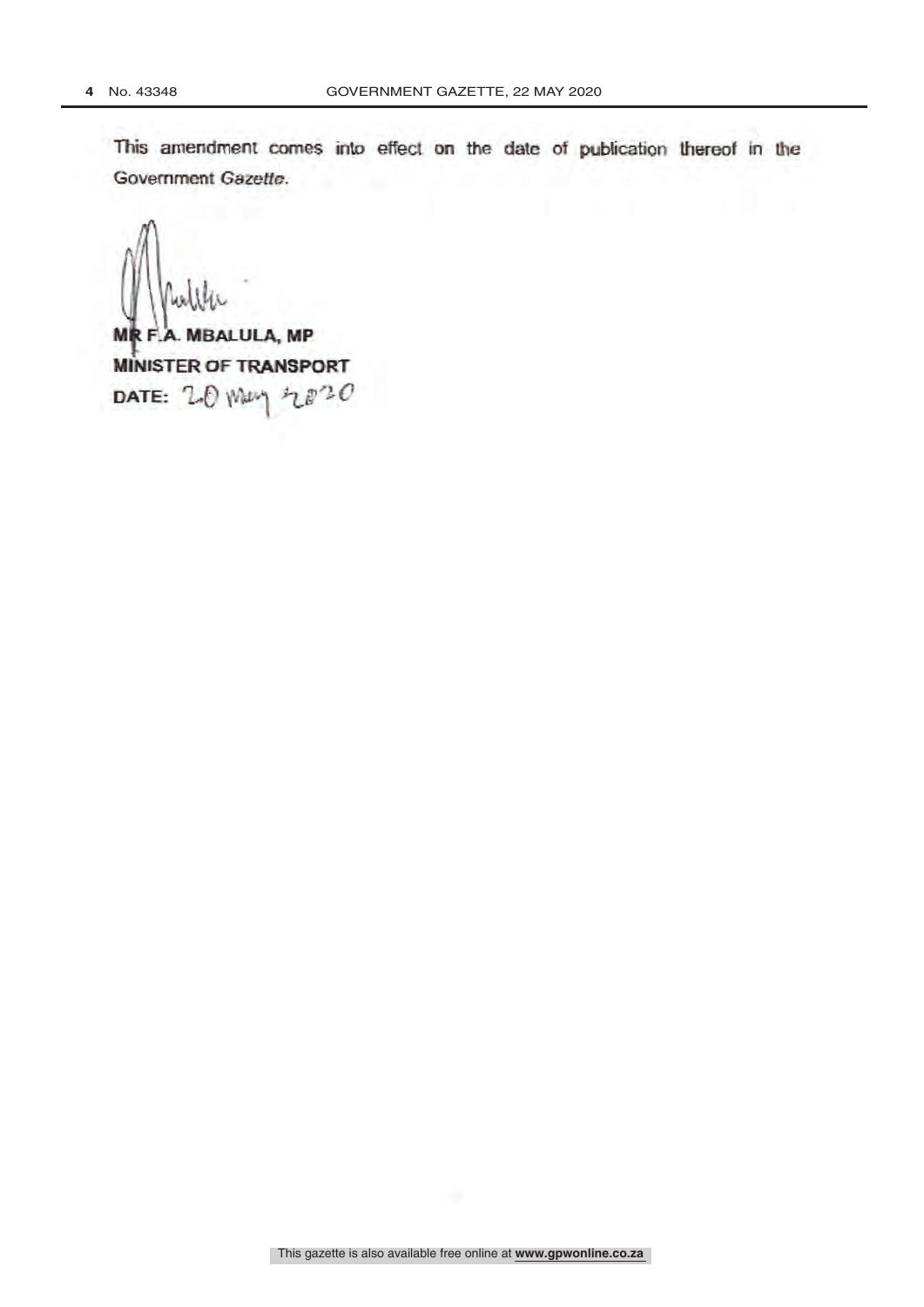This amendment comes into effect on the date of publication thereof in the Government *Gazette*.

**MR F.A. MBALULA, MP**
**MINISTER OF TRANSPORT**
**DATE:** 20 May 2020